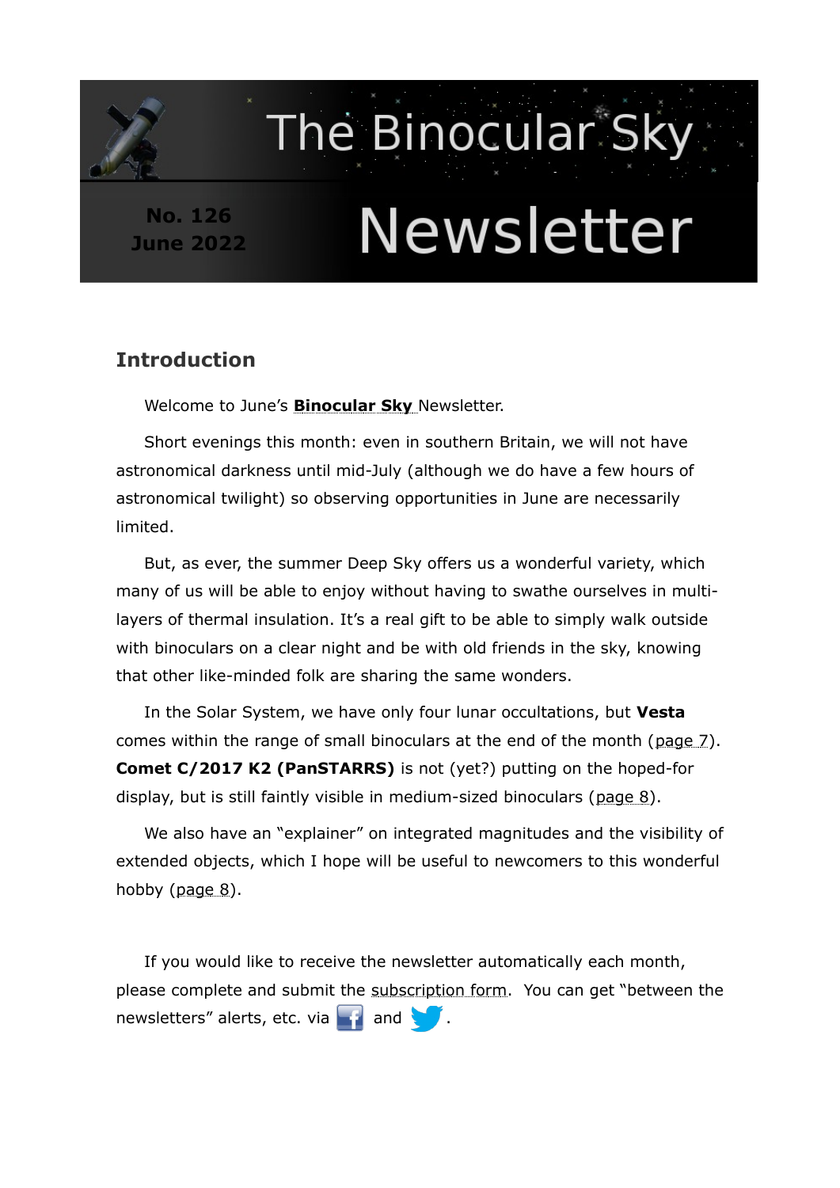# The Binocular Sky Newsletter

**No. 126**
**June 2022**

## Introduction

Welcome to June's **Binocular Sky** Newsletter.

Short evenings this month: even in southern Britain, we will not have astronomical darkness until mid-July (although we do have a few hours of astronomical twilight) so observing opportunities in June are necessarily limited.

But, as ever, the summer Deep Sky offers us a wonderful variety, which many of us will be able to enjoy without having to swathe ourselves in multi-layers of thermal insulation. It's a real gift to be able to simply walk outside with binoculars on a clear night and be with old friends in the sky, knowing that other like-minded folk are sharing the same wonders.

In the Solar System, we have only four lunar occultations, but **Vesta** comes within the range of small binoculars at the end of the month (page 7). **Comet C/2017 K2 (PanSTARRS)** is not (yet?) putting on the hoped-for display, but is still faintly visible in medium-sized binoculars (page 8).

We also have an "explainer" on integrated magnitudes and the visibility of extended objects, which I hope will be useful to newcomers to this wonderful hobby (page 8).

If you would like to receive the newsletter automatically each month, please complete and submit the subscription form. You can get "between the newsletters" alerts, etc. via and .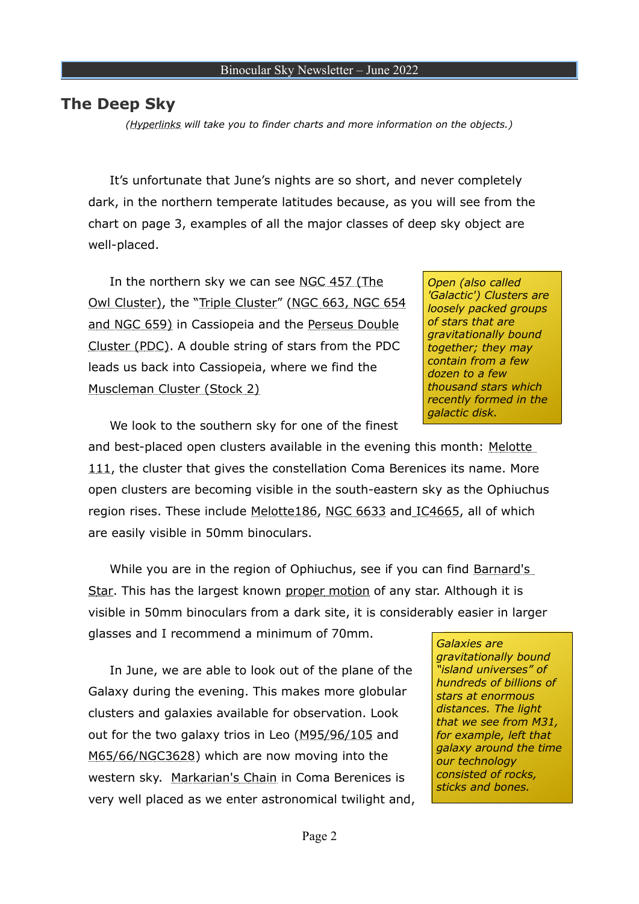## The Deep Sky

*(Hyperlinks will take you to finder charts and more information on the objects.)*

It's unfortunate that June's nights are so short, and never completely dark, in the northern temperate latitudes because, as you will see from the chart on page 3, examples of all the major classes of deep sky object are well-placed.

In the northern sky we can see NGC 457 (The Owl Cluster), the "Triple Cluster" (NGC 663, NGC 654 and NGC 659) in Cassiopeia and the Perseus Double Cluster (PDC). A double string of stars from the PDC leads us back into Cassiopeia, where we find the Muscleman Cluster (Stock 2)

*Open (also called 'Galactic') Clusters are loosely packed groups of stars that are gravitationally bound together; they may contain from a few dozen to a few thousand stars which recently formed in the galactic disk.*

We look to the southern sky for one of the finest and best-placed open clusters available in the evening this month: Melotte 111, the cluster that gives the constellation Coma Berenices its name. More open clusters are becoming visible in the south-eastern sky as the Ophiuchus region rises. These include Melotte186, NGC 6633 and IC4665, all of which are easily visible in 50mm binoculars.

While you are in the region of Ophiuchus, see if you can find Barnard's Star. This has the largest known proper motion of any star. Although it is visible in 50mm binoculars from a dark site, it is considerably easier in larger glasses and I recommend a minimum of 70mm.

In June, we are able to look out of the plane of the Galaxy during the evening. This makes more globular clusters and galaxies available for observation. Look out for the two galaxy trios in Leo (M95/96/105 and M65/66/NGC3628) which are now moving into the western sky. Markarian's Chain in Coma Berenices is very well placed as we enter astronomical twilight and,

*Galaxies are gravitationally bound "island universes" of hundreds of billions of stars at enormous distances. The light that we see from M31, for example, left that galaxy around the time our technology consisted of rocks, sticks and bones.*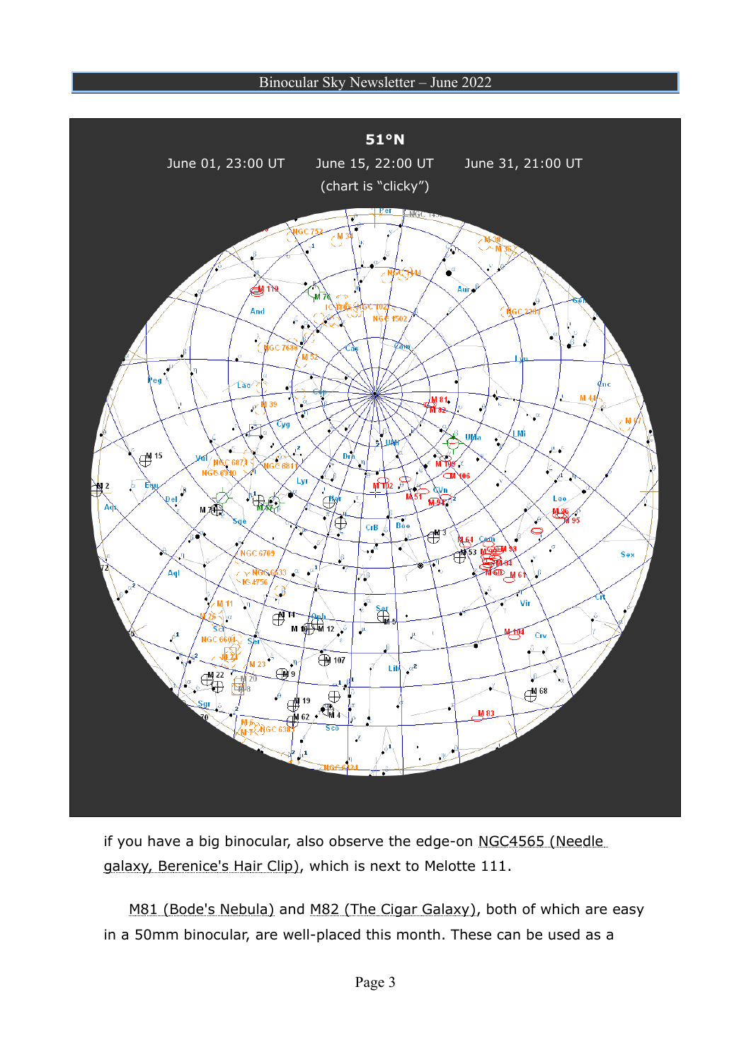51°N

June 01, 23:00 UT June 15, 22:00 UT June 31, 21:00 UT

(chart is "clicky")

if you have a big binocular, also observe the edge-on NGC4565 (Needle galaxy, Berenice's Hair Clip), which is next to Melotte 111.

M81 (Bode's Nebula) and M82 (The Cigar Galaxy), both of which are easy in a 50mm binocular, are well-placed this month. These can be used as a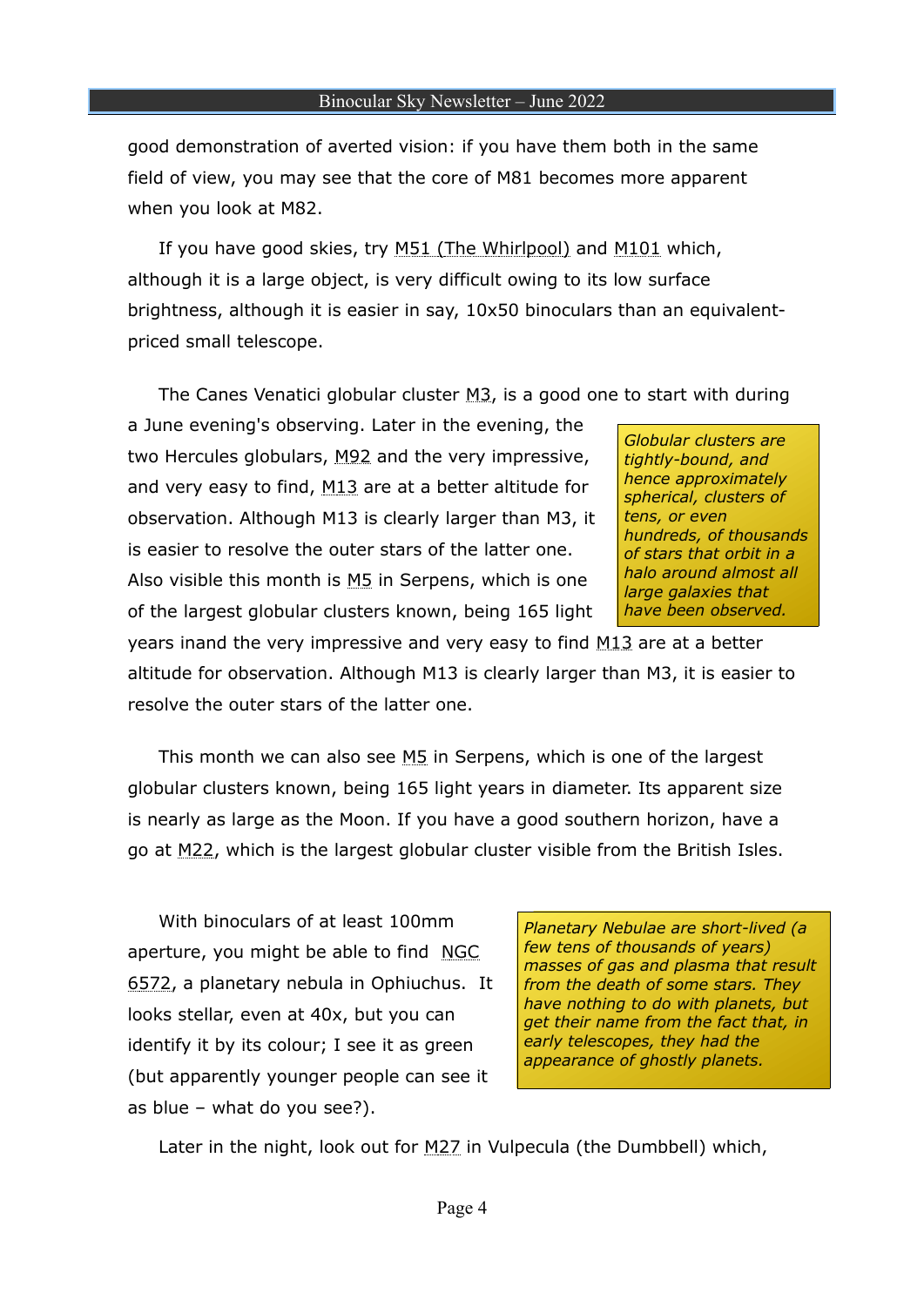good demonstration of averted vision: if you have them both in the same field of view, you may see that the core of M81 becomes more apparent when you look at M82.

If you have good skies, try M51 (The Whirlpool) and M101 which, although it is a large object, is very difficult owing to its low surface brightness, although it is easier in say, 10x50 binoculars than an equivalent-priced small telescope.

The Canes Venatici globular cluster M3, is a good one to start with during a June evening's observing. Later in the evening, the two Hercules globulars, M92 and the very impressive, and very easy to find, M13 are at a better altitude for observation. Although M13 is clearly larger than M3, it is easier to resolve the outer stars of the latter one. Also visible this month is M5 in Serpens, which is one of the largest globular clusters known, being 165 light years inand the very impressive and very easy to find M13 are at a better altitude for observation. Although M13 is clearly larger than M3, it is easier to resolve the outer stars of the latter one.

*Globular clusters are tightly-bound, and hence approximately spherical, clusters of tens, or even hundreds, of thousands of stars that orbit in a halo around almost all large galaxies that have been observed.*

This month we can also see M5 in Serpens, which is one of the largest globular clusters known, being 165 light years in diameter. Its apparent size is nearly as large as the Moon. If you have a good southern horizon, have a go at M22, which is the largest globular cluster visible from the British Isles.

With binoculars of at least 100mm aperture, you might be able to find NGC 6572, a planetary nebula in Ophiuchus. It looks stellar, even at 40x, but you can identify it by its colour; I see it as green (but apparently younger people can see it as blue – what do you see?).

*Planetary Nebulae are short-lived (a few tens of thousands of years) masses of gas and plasma that result from the death of some stars. They have nothing to do with planets, but get their name from the fact that, in early telescopes, they had the appearance of ghostly planets.*

Later in the night, look out for M27 in Vulpecula (the Dumbbell) which,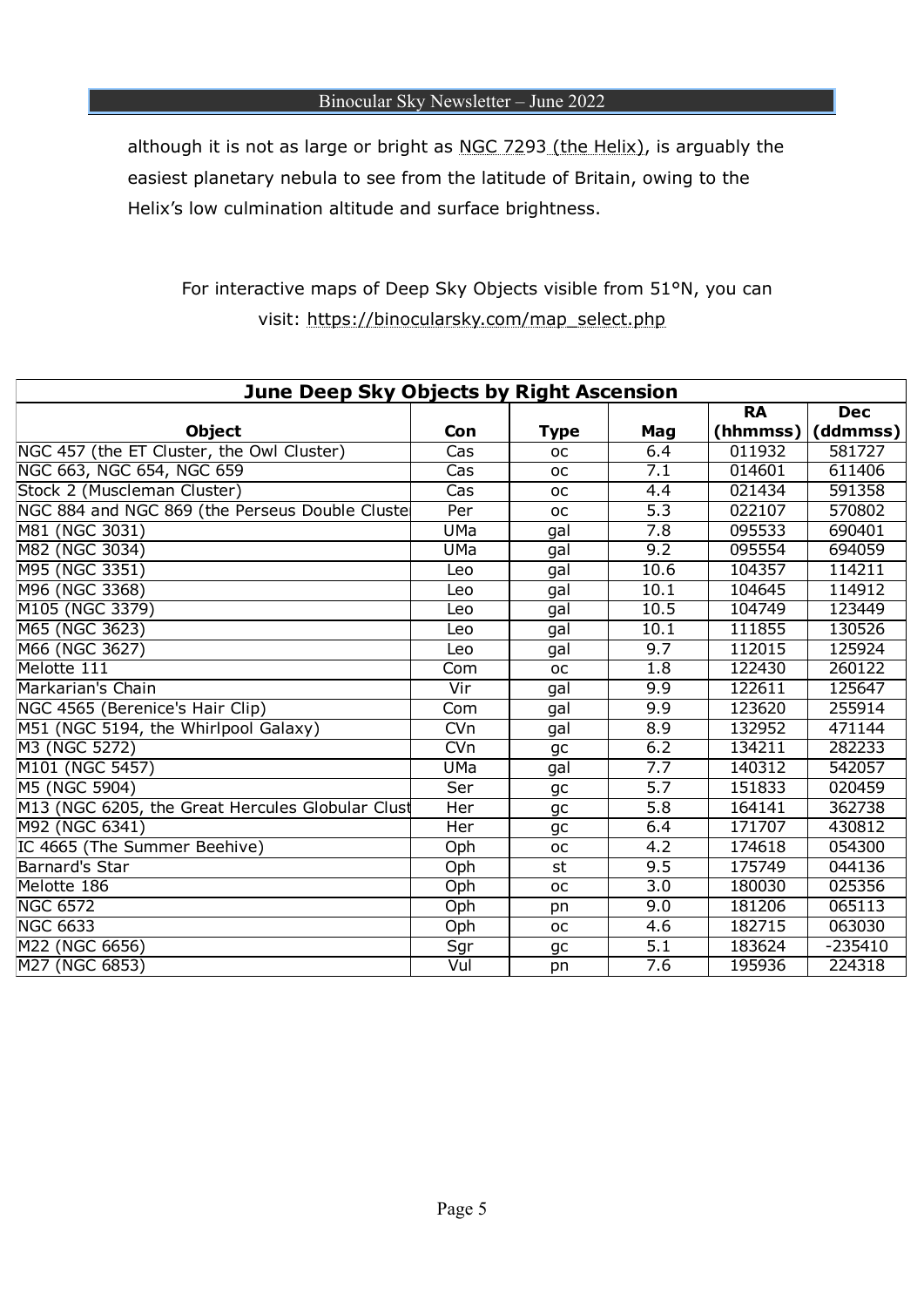although it is not as large or bright as NGC 7293 (the Helix), is arguably the easiest planetary nebula to see from the latitude of Britain, owing to the Helix's low culmination altitude and surface brightness.

For interactive maps of Deep Sky Objects visible from 51°N, you can visit: https://binocularsky.com/map_select.php

| **June Deep Sky Objects by Right Ascension** | | | | | |
|---|---|---|---|---|---|
| **Object** | **Con** | **Type** | **Mag** | **RA (hhmmss)** | **Dec (ddmmss)** |
| NGC 457 (the ET Cluster, the Owl Cluster) | Cas | oc | 6.4 | 011932 | 581727 |
| NGC 663, NGC 654, NGC 659 | Cas | oc | 7.1 | 014601 | 611406 |
| Stock 2 (Muscleman Cluster) | Cas | oc | 4.4 | 021434 | 591358 |
| NGC 884 and NGC 869 (the Perseus Double Cluste | Per | oc | 5.3 | 022107 | 570802 |
| M81 (NGC 3031) | UMa | gal | 7.8 | 095533 | 690401 |
| M82 (NGC 3034) | UMa | gal | 9.2 | 095554 | 694059 |
| M95 (NGC 3351) | Leo | gal | 10.6 | 104357 | 114211 |
| M96 (NGC 3368) | Leo | gal | 10.1 | 104645 | 114912 |
| M105 (NGC 3379) | Leo | gal | 10.5 | 104749 | 123449 |
| M65 (NGC 3623) | Leo | gal | 10.1 | 111855 | 130526 |
| M66 (NGC 3627) | Leo | gal | 9.7 | 112015 | 125924 |
| Melotte 111 | Com | oc | 1.8 | 122430 | 260122 |
| Markarian's Chain | Vir | gal | 9.9 | 122611 | 125647 |
| NGC 4565 (Berenice's Hair Clip) | Com | gal | 9.9 | 123620 | 255914 |
| M51 (NGC 5194, the Whirlpool Galaxy) | CVn | gal | 8.9 | 132952 | 471144 |
| M3 (NGC 5272) | CVn | gc | 6.2 | 134211 | 282233 |
| M101 (NGC 5457) | UMa | gal | 7.7 | 140312 | 542057 |
| M5 (NGC 5904) | Ser | gc | 5.7 | 151833 | 020459 |
| M13 (NGC 6205, the Great Hercules Globular Clust | Her | gc | 5.8 | 164141 | 362738 |
| M92 (NGC 6341) | Her | gc | 6.4 | 171707 | 430812 |
| IC 4665 (The Summer Beehive) | Oph | oc | 4.2 | 174618 | 054300 |
| Barnard's Star | Oph | st | 9.5 | 175749 | 044136 |
| Melotte 186 | Oph | oc | 3.0 | 180030 | 025356 |
| NGC 6572 | Oph | pn | 9.0 | 181206 | 065113 |
| NGC 6633 | Oph | oc | 4.6 | 182715 | 063030 |
| M22 (NGC 6656) | Sgr | gc | 5.1 | 183624 | -235410 |
| M27 (NGC 6853) | Vul | pn | 7.6 | 195936 | 224318 |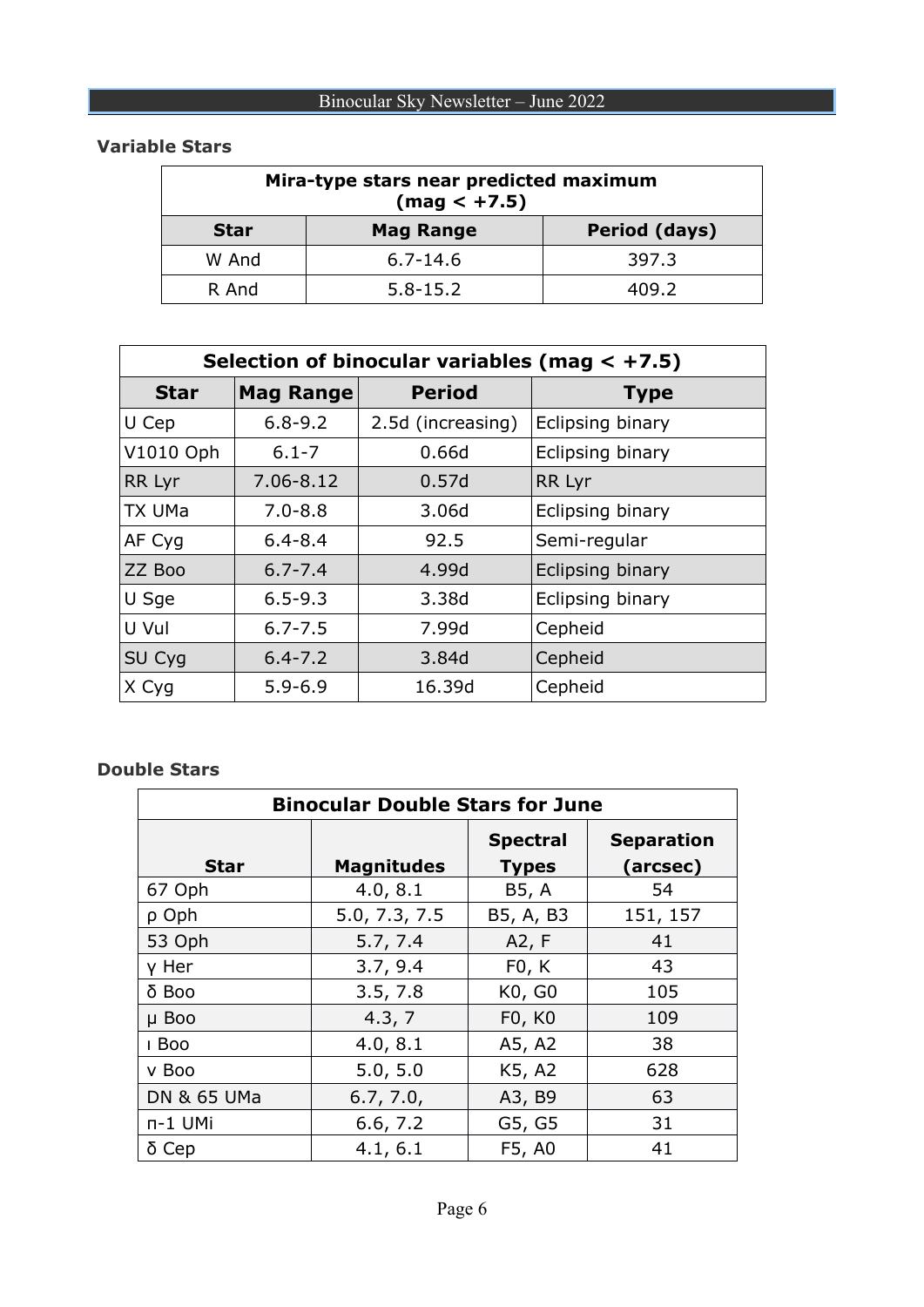## Variable Stars

| Mira-type stars near predicted maximum (mag < +7.5) | | |
|---|---|---|
| **Star** | **Mag Range** | **Period (days)** |
| W And | 6.7-14.6 | 397.3 |
| R And | 5.8-15.2 | 409.2 |

| Selection of binocular variables (mag < +7.5) | | | |
|---|---|---|---|
| **Star** | **Mag Range** | **Period** | **Type** |
| U Cep | 6.8-9.2 | 2.5d (increasing) | Eclipsing binary |
| V1010 Oph | 6.1-7 | 0.66d | Eclipsing binary |
| RR Lyr | 7.06-8.12 | 0.57d | RR Lyr |
| TX UMa | 7.0-8.8 | 3.06d | Eclipsing binary |
| AF Cyg | 6.4-8.4 | 92.5 | Semi-regular |
| ZZ Boo | 6.7-7.4 | 4.99d | Eclipsing binary |
| U Sge | 6.5-9.3 | 3.38d | Eclipsing binary |
| U Vul | 6.7-7.5 | 7.99d | Cepheid |
| SU Cyg | 6.4-7.2 | 3.84d | Cepheid |
| X Cyg | 5.9-6.9 | 16.39d | Cepheid |

## Double Stars

| Binocular Double Stars for June | | | |
|---|---|---|---|
| **Star** | **Magnitudes** | **Spectral Types** | **Separation (arcsec)** |
| 67 Oph | 4.0, 8.1 | B5, A | 54 |
| ρ Oph | 5.0, 7.3, 7.5 | B5, A, B3 | 151, 157 |
| 53 Oph | 5.7, 7.4 | A2, F | 41 |
| γ Her | 3.7, 9.4 | F0, K | 43 |
| δ Boo | 3.5, 7.8 | K0, G0 | 105 |
| μ Boo | 4.3, 7 | F0, K0 | 109 |
| ι Boo | 4.0, 8.1 | A5, A2 | 38 |
| ν Boo | 5.0, 5.0 | K5, A2 | 628 |
| DN & 65 UMa | 6.7, 7.0, | A3, B9 | 63 |
| π-1 UMi | 6.6, 7.2 | G5, G5 | 31 |
| δ Cep | 4.1, 6.1 | F5, A0 | 41 |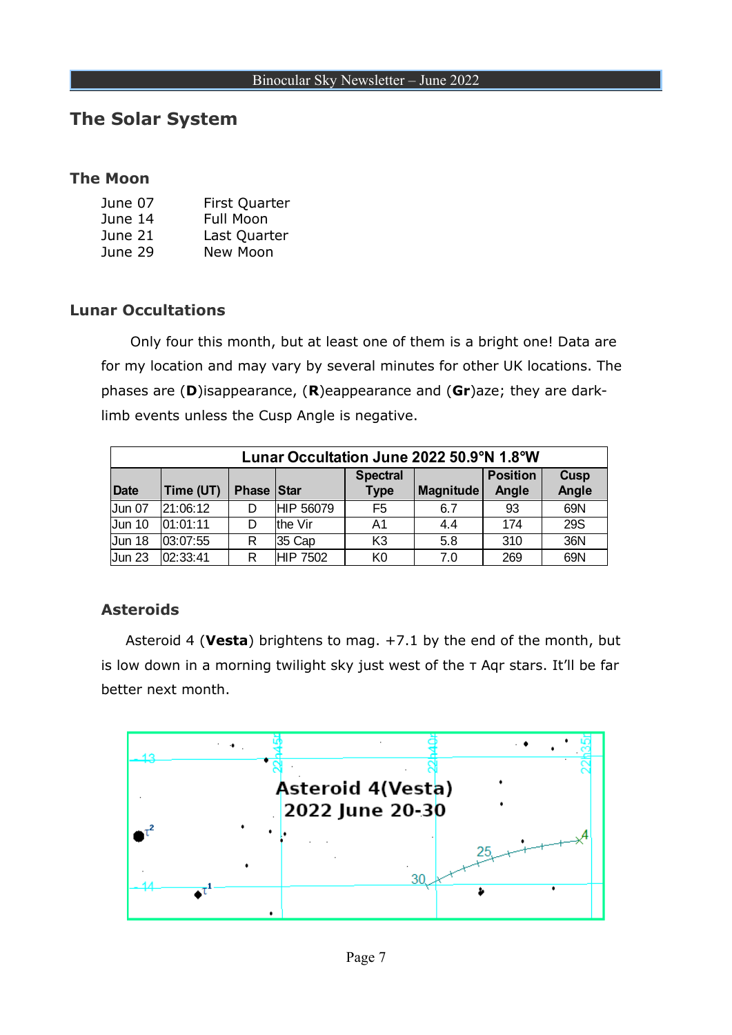## The Solar System

### The Moon

| | |
|---|---|
| June 07 | First Quarter |
| June 14 | Full Moon |
| June 21 | Last Quarter |
| June 29 | New Moon |

### Lunar Occultations

Only four this month, but at least one of them is a bright one! Data are for my location and may vary by several minutes for other UK locations. The phases are (**D**)isappearance, (**R**)eappearance and (**Gr**)aze; they are dark-limb events unless the Cusp Angle is negative.

| Lunar Occultation June 2022 50.9°N 1.8°W | | | | | | | |
|---|---|---|---|---|---|---|---|
| Date | Time (UT) | Phase | Star | Spectral Type | Magnitude | Position Angle | Cusp Angle |
| Jun 07 | 21:06:12 | D | HIP 56079 | F5 | 6.7 | 93 | 69N |
| Jun 10 | 01:01:11 | D | the Vir | A1 | 4.4 | 174 | 29S |
| Jun 18 | 03:07:55 | R | 35 Cap | K3 | 5.8 | 310 | 36N |
| Jun 23 | 02:33:41 | R | HIP 7502 | K0 | 7.0 | 269 | 69N |

### Asteroids

Asteroid 4 (**Vesta**) brightens to mag. +7.1 by the end of the month, but is low down in a morning twilight sky just west of the τ Aqr stars. It'll be far better next month.

Asteroid 4(Vesta) 2022 June 20-30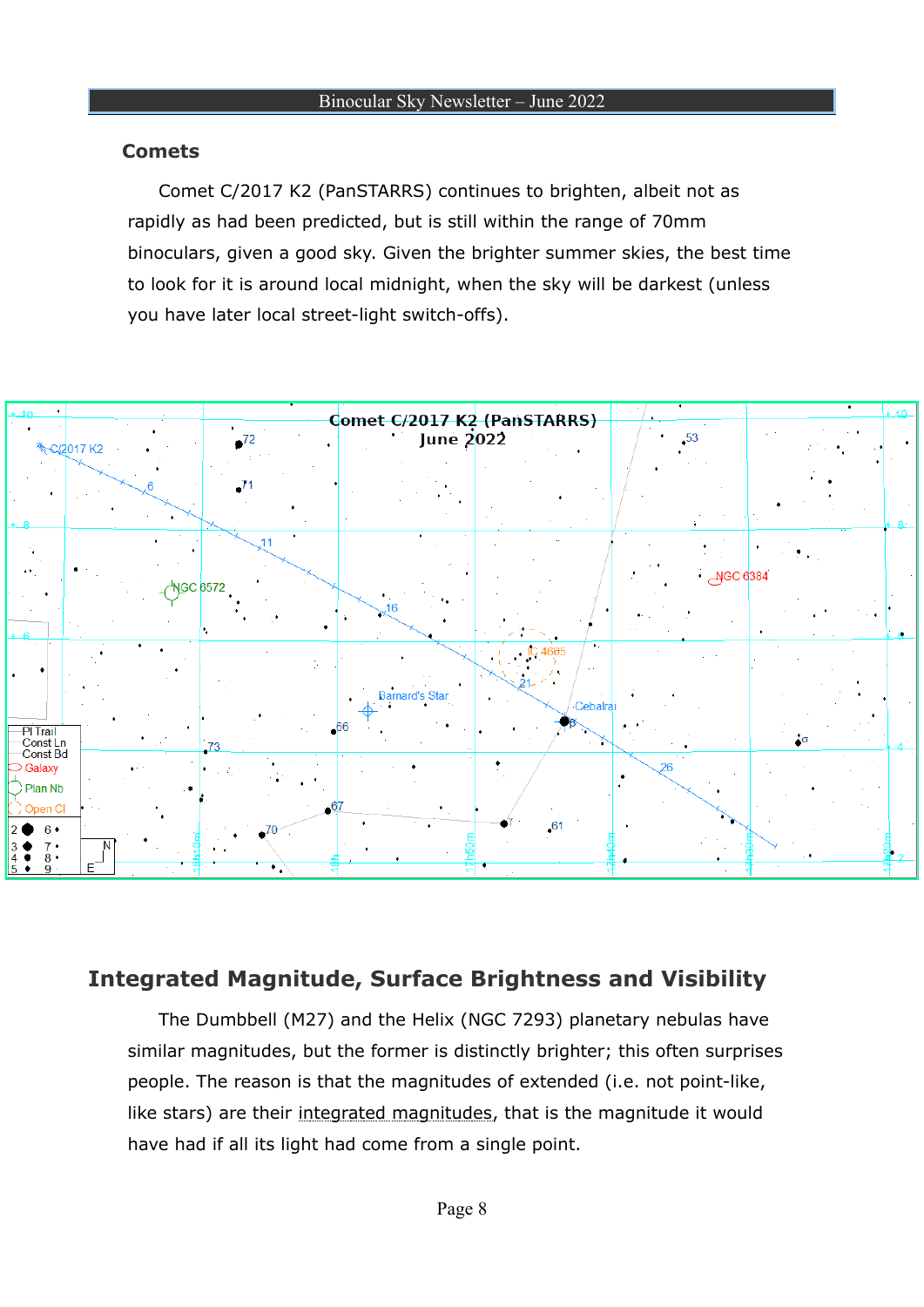## Comets

Comet C/2017 K2 (PanSTARRS) continues to brighten, albeit not as rapidly as had been predicted, but is still within the range of 70mm binoculars, given a good sky. Given the brighter summer skies, the best time to look for it is around local midnight, when the sky will be darkest (unless you have later local street-light switch-offs).

## Integrated Magnitude, Surface Brightness and Visibility

The Dumbbell (M27) and the Helix (NGC 7293) planetary nebulas have similar magnitudes, but the former is distinctly brighter; this often surprises people. The reason is that the magnitudes of extended (i.e. not point-like, like stars) are their integrated magnitudes, that is the magnitude it would have had if all its light had come from a single point.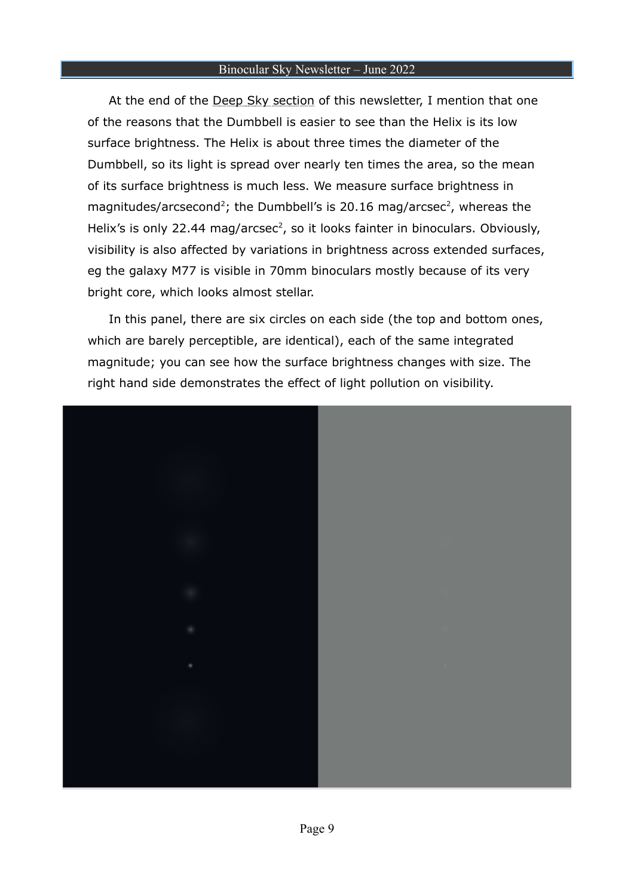At the end of the Deep Sky section of this newsletter, I mention that one of the reasons that the Dumbbell is easier to see than the Helix is its low surface brightness. The Helix is about three times the diameter of the Dumbbell, so its light is spread over nearly ten times the area, so the mean of its surface brightness is much less. We measure surface brightness in magnitudes/arcsecond$^2$; the Dumbbell's is 20.16 mag/arcsec$^2$, whereas the Helix's is only 22.44 mag/arcsec$^2$, so it looks fainter in binoculars. Obviously, visibility is also affected by variations in brightness across extended surfaces, eg the galaxy M77 is visible in 70mm binoculars mostly because of its very bright core, which looks almost stellar.

In this panel, there are six circles on each side (the top and bottom ones, which are barely perceptible, are identical), each of the same integrated magnitude; you can see how the surface brightness changes with size. The right hand side demonstrates the effect of light pollution on visibility.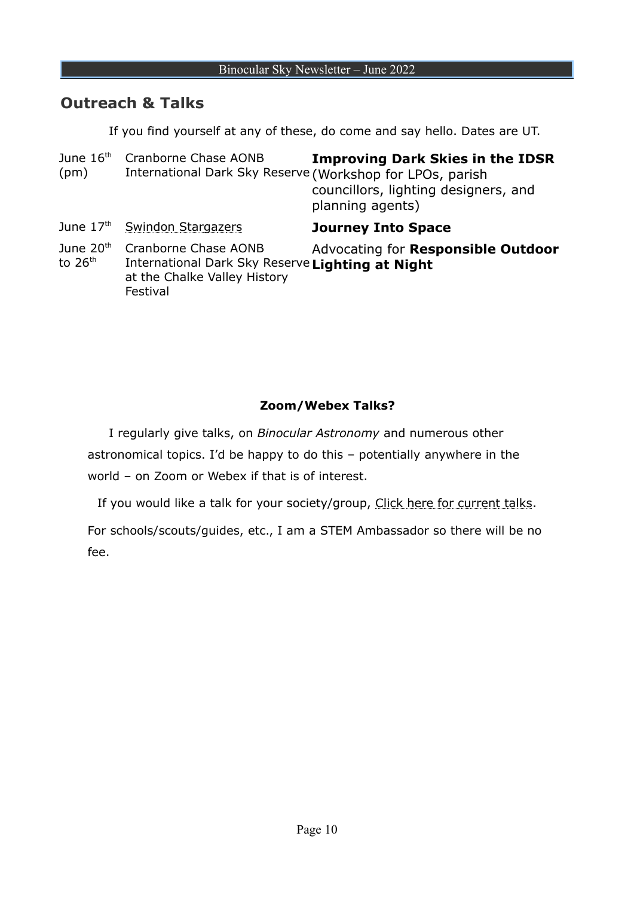## Outreach & Talks

If you find yourself at any of these, do come and say hello. Dates are UT.

| | | |
|---|---|---|
| June 16th (pm) | Cranborne Chase AONB International Dark Sky Reserve | **Improving Dark Skies in the IDSR** (Workshop for LPOs, parish councillors, lighting designers, and planning agents) |
| June 17th | Swindon Stargazers | **Journey Into Space** |
| June 20th to 26th | Cranborne Chase AONB International Dark Sky Reserve at the Chalke Valley History Festival | Advocating for **Responsible Outdoor Lighting at Night** |

**Zoom/Webex Talks?**

I regularly give talks, on *Binocular Astronomy* and numerous other astronomical topics. I'd be happy to do this – potentially anywhere in the world – on Zoom or Webex if that is of interest.

If you would like a talk for your society/group, Click here for current talks.

For schools/scouts/guides, etc., I am a STEM Ambassador so there will be no fee.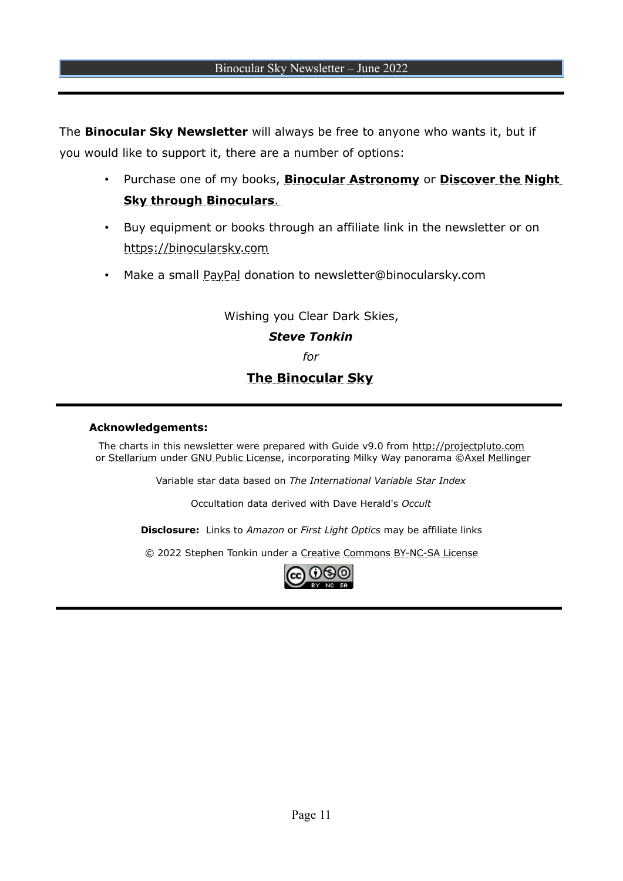The **Binocular Sky Newsletter** will always be free to anyone who wants it, but if you would like to support it, there are a number of options:

- Purchase one of my books, **Binocular Astronomy** or **Discover the Night Sky through Binoculars**.
- Buy equipment or books through an affiliate link in the newsletter or on https://binocularsky.com
- Make a small PayPal donation to newsletter@binocularsky.com

Wishing you Clear Dark Skies,

***Steve Tonkin***

*for*

**The Binocular Sky**

---

**Acknowledgements:**

The charts in this newsletter were prepared with Guide v9.0 from http://projectpluto.com or Stellarium under GNU Public License, incorporating Milky Way panorama ©Axel Mellinger

Variable star data based on *The International Variable Star Index*

Occultation data derived with Dave Herald's *Occult*

**Disclosure:** Links to *Amazon* or *First Light Optics* may be affiliate links

© 2022 Stephen Tonkin under a Creative Commons BY-NC-SA License